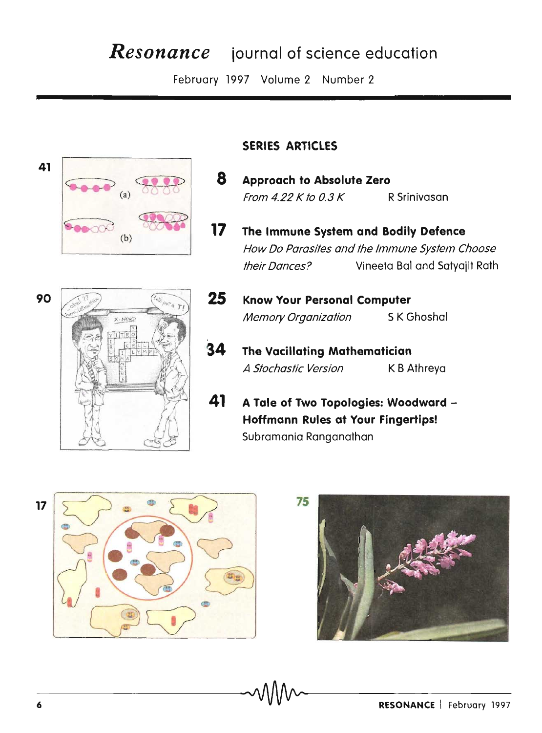# *Resonance* journal of science education

February 1997 Volume 2 Number 2

## SERIES ARTICLES

**8** **Approach to Absolute Zero**
*From 4.22 K to 0.3 K* R Srinivasan

**17** **The Immune System and Bodily Defence**
*How Do Parasites and the Immune System Choose their Dances?* Vineeta Bal and Satyajit Rath

**25** **Know Your Personal Computer**
*Memory Organization* S K Ghoshal

**34** **The Vacillating Mathematician**
*A Stochastic Version* K B Athreya

**41** **A Tale of Two Topologies: Woodward – Hoffmann Rules at Your Fingertips!**
Subramania Ranganathan

41

90

17

75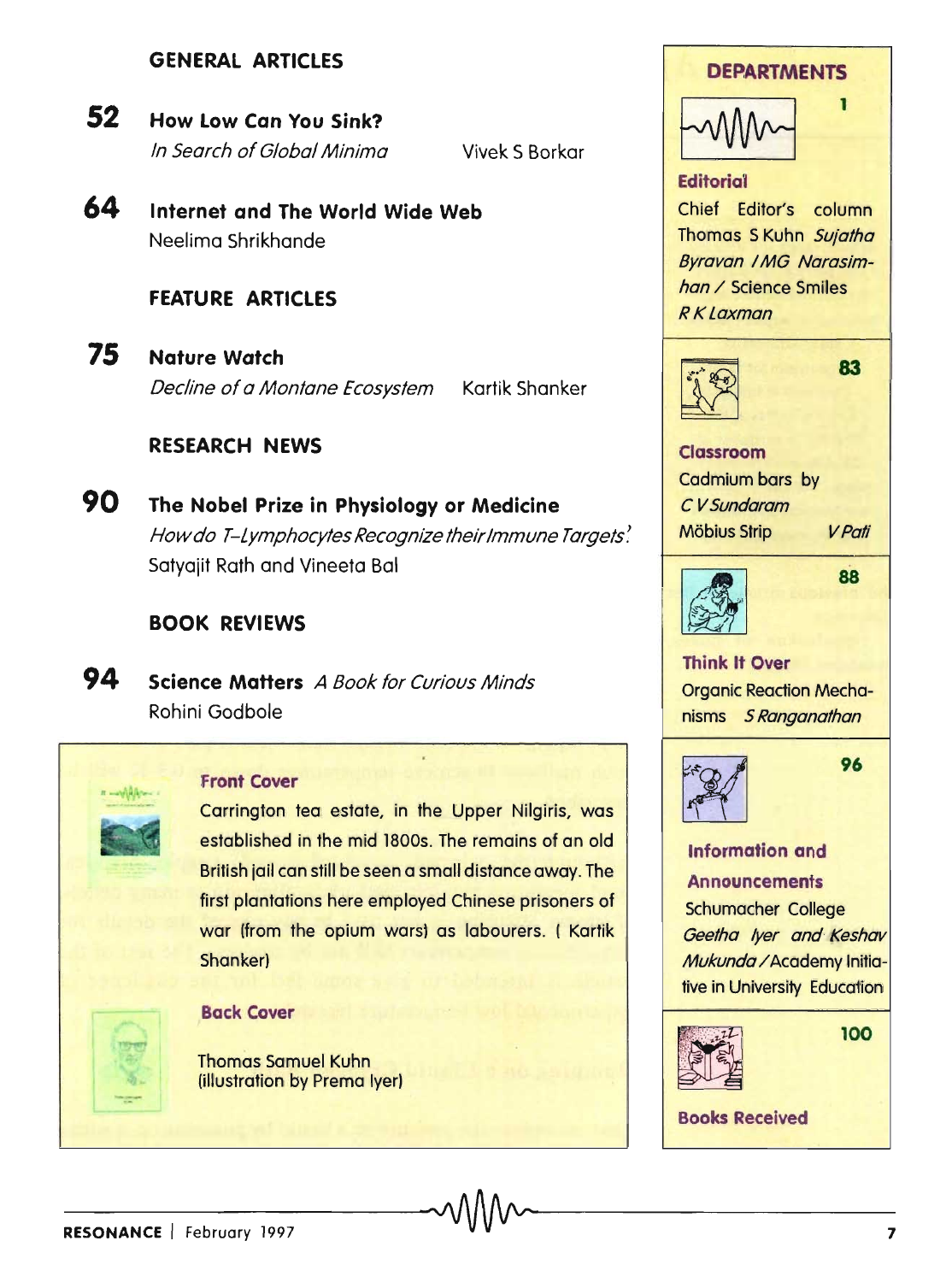## GENERAL ARTICLES

**52** **How Low Can You Sink?**
*In Search of Global Minima* Vivek S Borkar

**64** **Internet and The World Wide Web**
Neelima Shrikhande

## FEATURE ARTICLES

**75** **Nature Watch**
*Decline of a Montane Ecosystem* Kartik Shanker

## RESEARCH NEWS

**90** **The Nobel Prize in Physiology or Medicine**
*How do T-Lymphocytes Recognize their Immune Targets?*
Satyajit Rath and Vineeta Bal

## BOOK REVIEWS

**94** **Science Matters** *A Book for Curious Minds*
Rohini Godbole

**Front Cover**

Carrington tea estate, in the Upper Nilgiris, was established in the mid 1800s. The remains of an old British jail can still be seen a small distance away. The first plantations here employed Chinese prisoners of war (from the opium wars) as labourers. (Kartik Shanker)

**Back Cover**

Thomas Samuel Kuhn
(illustration by Prema Iyer)

## DEPARTMENTS

**1**
**Editorial**
Chief Editor's column
Thomas S Kuhn *Sujatha Byravan / MG Narasimhan* / Science Smiles
*R K Laxman*

**83**
**Classroom**
Cadmium bars by
*C V Sundaram*
Möbius Strip *V Pati*

**88**
**Think It Over**
Organic Reaction Mechanisms *S Ranganathan*

**96**
**Information and Announcements**
Schumacher College
*Geetha Iyer and Keshav Mukunda* / Academy Initiative in University Education

**100**
**Books Received**